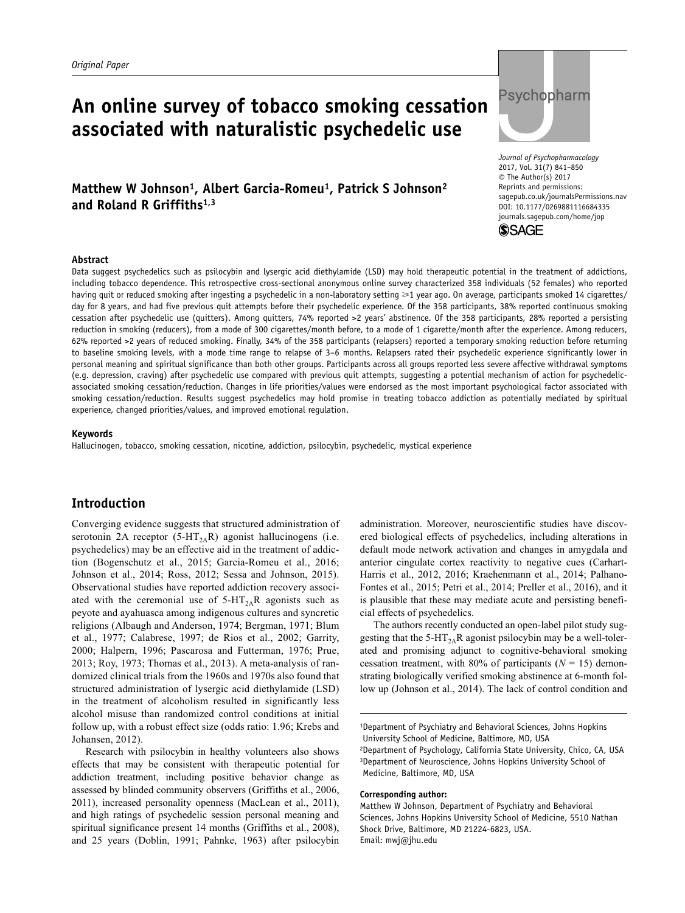*Original Paper*

# An online survey of tobacco smoking cessation associated with naturalistic psychedelic use

Journal of Psychopharmacology
2017, Vol. 31(7) 841–850
© The Author(s) 2017
Reprints and permissions: sagepub.co.uk/journalsPermissions.nav
DOI: 10.1177/0269881116684335
journals.sagepub.com/home/jop

**Matthew W Johnson[1], Albert Garcia-Romeu[1], Patrick S Johnson[2] and Roland R Griffiths[1,3]**

### Abstract

Data suggest psychedelics such as psilocybin and lysergic acid diethylamide (LSD) may hold therapeutic potential in the treatment of addictions, including tobacco dependence. This retrospective cross-sectional anonymous online survey characterized 358 individuals (52 females) who reported having quit or reduced smoking after ingesting a psychedelic in a non-laboratory setting ⩾1 year ago. On average, participants smoked 14 cigarettes/day for 8 years, and had five previous quit attempts before their psychedelic experience. Of the 358 participants, 38% reported continuous smoking cessation after psychedelic use (quitters). Among quitters, 74% reported >2 years' abstinence. Of the 358 participants, 28% reported a persisting reduction in smoking (reducers), from a mode of 300 cigarettes/month before, to a mode of 1 cigarette/month after the experience. Among reducers, 62% reported >2 years of reduced smoking. Finally, 34% of the 358 participants (relapsers) reported a temporary smoking reduction before returning to baseline smoking levels, with a mode time range to relapse of 3–6 months. Relapsers rated their psychedelic experience significantly lower in personal meaning and spiritual significance than both other groups. Participants across all groups reported less severe affective withdrawal symptoms (e.g. depression, craving) after psychedelic use compared with previous quit attempts, suggesting a potential mechanism of action for psychedelic-associated smoking cessation/reduction. Changes in life priorities/values were endorsed as the most important psychological factor associated with smoking cessation/reduction. Results suggest psychedelics may hold promise in treating tobacco addiction as potentially mediated by spiritual experience, changed priorities/values, and improved emotional regulation.

### Keywords

Hallucinogen, tobacco, smoking cessation, nicotine, addiction, psilocybin, psychedelic, mystical experience

## Introduction

Converging evidence suggests that structured administration of serotonin 2A receptor ($5\text{-}HT_{2A}R$) agonist hallucinogens (i.e. psychedelics) may be an effective aid in the treatment of addiction (Bogenschutz et al., 2015; Garcia-Romeu et al., 2016; Johnson et al., 2014; Ross, 2012; Sessa and Johnson, 2015). Observational studies have reported addiction recovery associated with the ceremonial use of $5\text{-}HT_{2A}R$ agonists such as peyote and ayahuasca among indigenous cultures and syncretic religions (Albaugh and Anderson, 1974; Bergman, 1971; Blum et al., 1977; Calabrese, 1997; de Rios et al., 2002; Garrity, 2000; Halpern, 1996; Pascarosa and Futterman, 1976; Prue, 2013; Roy, 1973; Thomas et al., 2013). A meta-analysis of randomized clinical trials from the 1960s and 1970s also found that structured administration of lysergic acid diethylamide (LSD) in the treatment of alcoholism resulted in significantly less alcohol misuse than randomized control conditions at initial follow up, with a robust effect size (odds ratio: 1.96; Krebs and Johansen, 2012).

Research with psilocybin in healthy volunteers also shows effects that may be consistent with therapeutic potential for addiction treatment, including positive behavior change as assessed by blinded community observers (Griffiths et al., 2006, 2011), increased personality openness (MacLean et al., 2011), and high ratings of psychedelic session personal meaning and spiritual significance present 14 months (Griffiths et al., 2008), and 25 years (Doblin, 1991; Pahnke, 1963) after psilocybin administration. Moreover, neuroscientific studies have discovered biological effects of psychedelics, including alterations in default mode network activation and changes in amygdala and anterior cingulate cortex reactivity to negative cues (Carhart-Harris et al., 2012, 2016; Kraehenmann et al., 2014; Palhano-Fontes et al., 2015; Petri et al., 2014; Preller et al., 2016), and it is plausible that these may mediate acute and persisting beneficial effects of psychedelics.

The authors recently conducted an open-label pilot study suggesting that the $5\text{-}HT_{2A}R$ agonist psilocybin may be a well-tolerated and promising adjunct to cognitive-behavioral smoking cessation treatment, with 80% of participants ($N = 15$) demonstrating biologically verified smoking abstinence at 6-month follow up (Johnson et al., 2014). The lack of control condition and

[1]Department of Psychiatry and Behavioral Sciences, Johns Hopkins University School of Medicine, Baltimore, MD, USA
[2]Department of Psychology, California State University, Chico, CA, USA
[3]Department of Neuroscience, Johns Hopkins University School of Medicine, Baltimore, MD, USA

**Corresponding author:**
Matthew W Johnson, Department of Psychiatry and Behavioral Sciences, Johns Hopkins University School of Medicine, 5510 Nathan Shock Drive, Baltimore, MD 21224-6823, USA.
Email: mwj@jhu.edu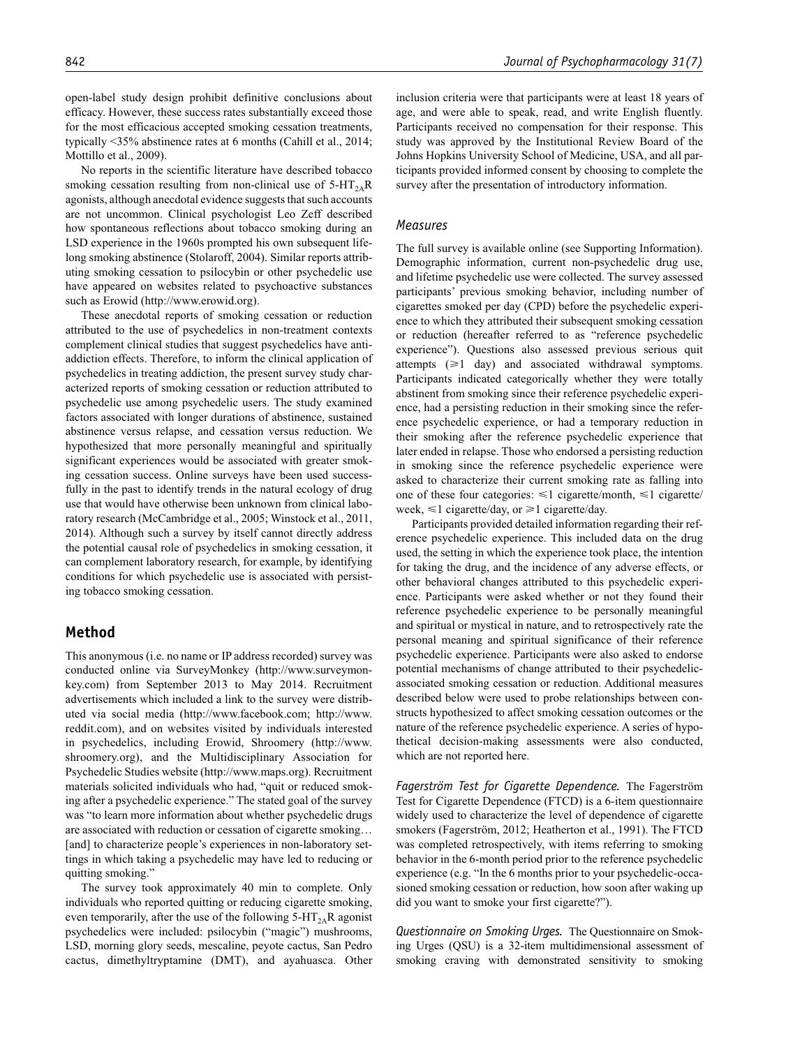open-label study design prohibit definitive conclusions about efficacy. However, these success rates substantially exceed those for the most efficacious accepted smoking cessation treatments, typically <35% abstinence rates at 6 months (Cahill et al., 2014; Mottillo et al., 2009).

No reports in the scientific literature have described tobacco smoking cessation resulting from non-clinical use of 5-$HT_{2A}$R agonists, although anecdotal evidence suggests that such accounts are not uncommon. Clinical psychologist Leo Zeff described how spontaneous reflections about tobacco smoking during an LSD experience in the 1960s prompted his own subsequent lifelong smoking abstinence (Stolaroff, 2004). Similar reports attributing smoking cessation to psilocybin or other psychedelic use have appeared on websites related to psychoactive substances such as Erowid (http://www.erowid.org).

These anecdotal reports of smoking cessation or reduction attributed to the use of psychedelics in non-treatment contexts complement clinical studies that suggest psychedelics have anti-addiction effects. Therefore, to inform the clinical application of psychedelics in treating addiction, the present survey study characterized reports of smoking cessation or reduction attributed to psychedelic use among psychedelic users. The study examined factors associated with longer durations of abstinence, sustained abstinence versus relapse, and cessation versus reduction. We hypothesized that more personally meaningful and spiritually significant experiences would be associated with greater smoking cessation success. Online surveys have been used successfully in the past to identify trends in the natural ecology of drug use that would have otherwise been unknown from clinical laboratory research (McCambridge et al., 2005; Winstock et al., 2011, 2014). Although such a survey by itself cannot directly address the potential causal role of psychedelics in smoking cessation, it can complement laboratory research, for example, by identifying conditions for which psychedelic use is associated with persisting tobacco smoking cessation.

## Method

This anonymous (i.e. no name or IP address recorded) survey was conducted online via SurveyMonkey (http://www.surveymonkey.com) from September 2013 to May 2014. Recruitment advertisements which included a link to the survey were distributed via social media (http://www.facebook.com; http://www.reddit.com), and on websites visited by individuals interested in psychedelics, including Erowid, Shroomery (http://www.shroomery.org), and the Multidisciplinary Association for Psychedelic Studies website (http://www.maps.org). Recruitment materials solicited individuals who had, "quit or reduced smoking after a psychedelic experience." The stated goal of the survey was "to learn more information about whether psychedelic drugs are associated with reduction or cessation of cigarette smoking… [and] to characterize people's experiences in non-laboratory settings in which taking a psychedelic may have led to reducing or quitting smoking."

The survey took approximately 40 min to complete. Only individuals who reported quitting or reducing cigarette smoking, even temporarily, after the use of the following 5-$HT_{2A}$R agonist psychedelics were included: psilocybin ("magic") mushrooms, LSD, morning glory seeds, mescaline, peyote cactus, San Pedro cactus, dimethyltryptamine (DMT), and ayahuasca. Other inclusion criteria were that participants were at least 18 years of age, and were able to speak, read, and write English fluently. Participants received no compensation for their response. This study was approved by the Institutional Review Board of the Johns Hopkins University School of Medicine, USA, and all participants provided informed consent by choosing to complete the survey after the presentation of introductory information.

### Measures

The full survey is available online (see Supporting Information). Demographic information, current non-psychedelic drug use, and lifetime psychedelic use were collected. The survey assessed participants' previous smoking behavior, including number of cigarettes smoked per day (CPD) before the psychedelic experience to which they attributed their subsequent smoking cessation or reduction (hereafter referred to as "reference psychedelic experience"). Questions also assessed previous serious quit attempts (⩾1 day) and associated withdrawal symptoms. Participants indicated categorically whether they were totally abstinent from smoking since their reference psychedelic experience, had a persisting reduction in their smoking since the reference psychedelic experience, or had a temporary reduction in their smoking after the reference psychedelic experience that later ended in relapse. Those who endorsed a persisting reduction in smoking since the reference psychedelic experience were asked to characterize their current smoking rate as falling into one of these four categories: ⩽1 cigarette/month, ⩽1 cigarette/week, ⩽1 cigarette/day, or ⩾1 cigarette/day.

Participants provided detailed information regarding their reference psychedelic experience. This included data on the drug used, the setting in which the experience took place, the intention for taking the drug, and the incidence of any adverse effects, or other behavioral changes attributed to this psychedelic experience. Participants were asked whether or not they found their reference psychedelic experience to be personally meaningful and spiritual or mystical in nature, and to retrospectively rate the personal meaning and spiritual significance of their reference psychedelic experience. Participants were also asked to endorse potential mechanisms of change attributed to their psychedelic-associated smoking cessation or reduction. Additional measures described below were used to probe relationships between constructs hypothesized to affect smoking cessation outcomes or the nature of the reference psychedelic experience. A series of hypothetical decision-making assessments were also conducted, which are not reported here.

*Fagerström Test for Cigarette Dependence.* The Fagerström Test for Cigarette Dependence (FTCD) is a 6-item questionnaire widely used to characterize the level of dependence of cigarette smokers (Fagerström, 2012; Heatherton et al., 1991). The FTCD was completed retrospectively, with items referring to smoking behavior in the 6-month period prior to the reference psychedelic experience (e.g. "In the 6 months prior to your psychedelic-occasioned smoking cessation or reduction, how soon after waking up did you want to smoke your first cigarette?").

*Questionnaire on Smoking Urges.* The Questionnaire on Smoking Urges (QSU) is a 32-item multidimensional assessment of smoking craving with demonstrated sensitivity to smoking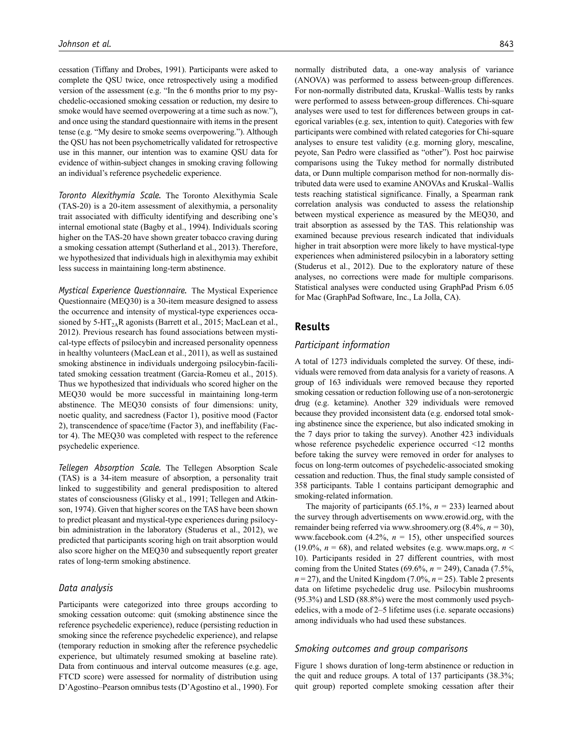cessation (Tiffany and Drobes, 1991). Participants were asked to complete the QSU twice, once retrospectively using a modified version of the assessment (e.g. "In the 6 months prior to my psychedelic-occasioned smoking cessation or reduction, my desire to smoke would have seemed overpowering at a time such as now."), and once using the standard questionnaire with items in the present tense (e.g. "My desire to smoke seems overpowering."). Although the QSU has not been psychometrically validated for retrospective use in this manner, our intention was to examine QSU data for evidence of within-subject changes in smoking craving following an individual's reference psychedelic experience.

*Toronto Alexithymia Scale.* The Toronto Alexithymia Scale (TAS-20) is a 20-item assessment of alexithymia, a personality trait associated with difficulty identifying and describing one's internal emotional state (Bagby et al., 1994). Individuals scoring higher on the TAS-20 have shown greater tobacco craving during a smoking cessation attempt (Sutherland et al., 2013). Therefore, we hypothesized that individuals high in alexithymia may exhibit less success in maintaining long-term abstinence.

*Mystical Experience Questionnaire.* The Mystical Experience Questionnaire (MEQ30) is a 30-item measure designed to assess the occurrence and intensity of mystical-type experiences occasioned by 5-$HT_{2A}$R agonists (Barrett et al., 2015; MacLean et al., 2012). Previous research has found associations between mystical-type effects of psilocybin and increased personality openness in healthy volunteers (MacLean et al., 2011), as well as sustained smoking abstinence in individuals undergoing psilocybin-facilitated smoking cessation treatment (Garcia-Romeu et al., 2015). Thus we hypothesized that individuals who scored higher on the MEQ30 would be more successful in maintaining long-term abstinence. The MEQ30 consists of four dimensions: unity, noetic quality, and sacredness (Factor 1), positive mood (Factor 2), transcendence of space/time (Factor 3), and ineffability (Factor 4). The MEQ30 was completed with respect to the reference psychedelic experience.

*Tellegen Absorption Scale.* The Tellegen Absorption Scale (TAS) is a 34-item measure of absorption, a personality trait linked to suggestibility and general predisposition to altered states of consciousness (Glisky et al., 1991; Tellegen and Atkinson, 1974). Given that higher scores on the TAS have been shown to predict pleasant and mystical-type experiences during psilocybin administration in the laboratory (Studerus et al., 2012), we predicted that participants scoring high on trait absorption would also score higher on the MEQ30 and subsequently report greater rates of long-term smoking abstinence.

### Data analysis

Participants were categorized into three groups according to smoking cessation outcome: quit (smoking abstinence since the reference psychedelic experience), reduce (persisting reduction in smoking since the reference psychedelic experience), and relapse (temporary reduction in smoking after the reference psychedelic experience, but ultimately resumed smoking at baseline rate). Data from continuous and interval outcome measures (e.g. age, FTCD score) were assessed for normality of distribution using D'Agostino–Pearson omnibus tests (D'Agostino et al., 1990). For normally distributed data, a one-way analysis of variance (ANOVA) was performed to assess between-group differences. For non-normally distributed data, Kruskal–Wallis tests by ranks were performed to assess between-group differences. Chi-square analyses were used to test for differences between groups in categorical variables (e.g. sex, intention to quit). Categories with few participants were combined with related categories for Chi-square analyses to ensure test validity (e.g. morning glory, mescaline, peyote, San Pedro were classified as "other"). Post hoc pairwise comparisons using the Tukey method for normally distributed data, or Dunn multiple comparison method for non-normally distributed data were used to examine ANOVAs and Kruskal–Wallis tests reaching statistical significance. Finally, a Spearman rank correlation analysis was conducted to assess the relationship between mystical experience as measured by the MEQ30, and trait absorption as assessed by the TAS. This relationship was examined because previous research indicated that individuals higher in trait absorption were more likely to have mystical-type experiences when administered psilocybin in a laboratory setting (Studerus et al., 2012). Due to the exploratory nature of these analyses, no corrections were made for multiple comparisons. Statistical analyses were conducted using GraphPad Prism 6.05 for Mac (GraphPad Software, Inc., La Jolla, CA).

## Results

### Participant information

A total of 1273 individuals completed the survey. Of these, individuals were removed from data analysis for a variety of reasons. A group of 163 individuals were removed because they reported smoking cessation or reduction following use of a non-serotonergic drug (e.g. ketamine). Another 329 individuals were removed because they provided inconsistent data (e.g. endorsed total smoking abstinence since the experience, but also indicated smoking in the 7 days prior to taking the survey). Another 423 individuals whose reference psychedelic experience occurred <12 months before taking the survey were removed in order for analyses to focus on long-term outcomes of psychedelic-associated smoking cessation and reduction. Thus, the final study sample consisted of 358 participants. Table 1 contains participant demographic and smoking-related information.

The majority of participants (65.1%, $n = 233$) learned about the survey through advertisements on www.erowid.org, with the remainder being referred via www.shroomery.org (8.4%, $n = 30$), www.facebook.com (4.2%, $n = 15$), other unspecified sources (19.0%, $n = 68$), and related websites (e.g. www.maps.org, $n < 10$). Participants resided in 27 different countries, with most coming from the United States (69.6%, $n = 249$), Canada (7.5%, $n = 27$), and the United Kingdom (7.0%, $n = 25$). Table 2 presents data on lifetime psychedelic drug use. Psilocybin mushrooms (95.3%) and LSD (88.8%) were the most commonly used psychedelics, with a mode of 2–5 lifetime uses (i.e. separate occasions) among individuals who had used these substances.

### Smoking outcomes and group comparisons

Figure 1 shows duration of long-term abstinence or reduction in the quit and reduce groups. A total of 137 participants (38.3%; quit group) reported complete smoking cessation after their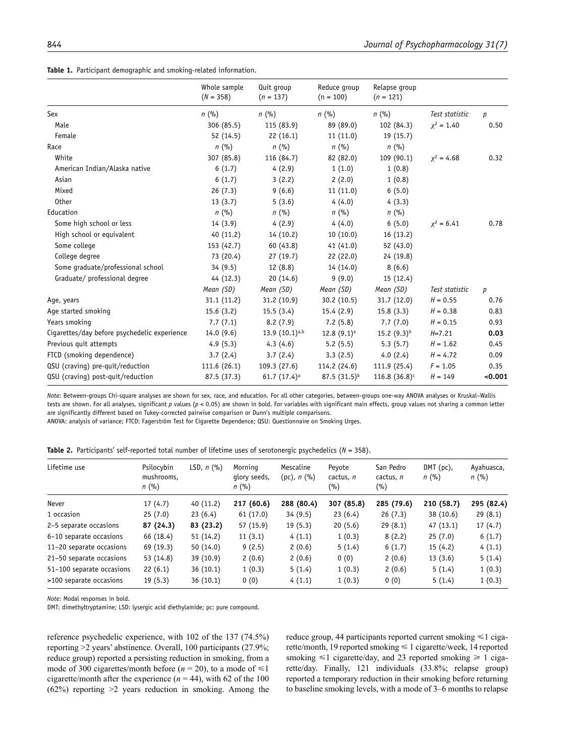**Table 1.** Participant demographic and smoking-related information.

| | Whole sample ($N$ = 358) | Quit group ($n$ = 137) | Reduce group (n = 100) | Relapse group ($n$ = 121) | | |
|---|---|---|---|---|---|---|
| Sex | $n$ (%) | $n$ (%) | $n$ (%) | $n$ (%) | *Test statistic* | $p$ |
| Male | 306 (85.5) | 115 (83.9) | 89 (89.0) | 102 (84.3) | $\chi^2$ = 1.40 | 0.50 |
| Female | 52 (14.5) | 22 (16.1) | 11 (11.0) | 19 (15.7) | | |
| Race | $n$ (%) | $n$ (%) | $n$ (%) | $n$ (%) | | |
| White | 307 (85.8) | 116 (84.7) | 82 (82.0) | 109 (90.1) | $\chi^2$ = 4.68 | 0.32 |
| American Indian/Alaska native | 6 (1.7) | 4 (2.9) | 1 (1.0) | 1 (0.8) | | |
| Asian | 6 (1.7) | 3 (2.2) | 2 (2.0) | 1 (0.8) | | |
| Mixed | 26 (7.3) | 9 (6.6) | 11 (11.0) | 6 (5.0) | | |
| Other | 13 (3.7) | 5 (3.6) | 4 (4.0) | 4 (3.3) | | |
| Education | $n$ (%) | $n$ (%) | $n$ (%) | $n$ (%) | | |
| Some high school or less | 14 (3.9) | 4 (2.9) | 4 (4.0) | 6 (5.0) | $\chi^2$ = 6.41 | 0.78 |
| High school or equivalent | 40 (11.2) | 14 (10.2) | 10 (10.0) | 16 (13.2) | | |
| Some college | 153 (42.7) | 60 (43.8) | 41 (41.0) | 52 (43.0) | | |
| College degree | 73 (20.4) | 27 (19.7) | 22 (22.0) | 24 (19.8) | | |
| Some graduate/professional school | 34 (9.5) | 12 (8.8) | 14 (14.0) | 8 (6.6) | | |
| Graduate/ professional degree | 44 (12.3) | 20 (14.6) | 9 (9.0) | 15 (12.4) | | |
| | *Mean (SD)* | *Mean (SD)* | *Mean (SD)* | *Mean (SD)* | *Test statistic* | $p$ |
| Age, years | 31.1 (11.2) | 31.2 (10.9) | 30.2 (10.5) | 31.7 (12.0) | $H$ = 0.55 | 0.76 |
| Age started smoking | 15.6 (3.2) | 15.5 (3.4) | 15.4 (2.9) | 15.8 (3.3) | $H$ = 0.38 | 0.83 |
| Years smoking | 7.7 (7.1) | 8.2 (7.9) | 7.2 (5.8) | 7.7 (7.0) | $H$ = 0.15 | 0.93 |
| Cigarettes/day before psychedelic experience | 14.0 (9.6) | 13.9 (10.1)[a,b] | 12.8 (9.1)[a] | 15.2 (9.3)[b] | $H$=7.21 | **0.03** |
| Previous quit attempts | 4.9 (5.3) | 4.3 (4.6) | 5.2 (5.5) | 5.3 (5.7) | $H$ = 1.62 | 0.45 |
| FTCD (smoking dependence) | 3.7 (2.4) | 3.7 (2.4) | 3.3 (2.5) | 4.0 (2.4) | $H$ = 4.72 | 0.09 |
| QSU (craving) pre-quit/reduction | 111.6 (26.1) | 109.3 (27.6) | 114.2 (24.6) | 111.9 (25.4) | $F$ = 1.05 | 0.35 |
| QSU (craving) post-quit/reduction | 87.5 (37.3) | 61.7 (17.4)[a] | 87.5 (31.5)[b] | 116.8 (36.8)[c] | $H$ = 149 | **<0.001** |

*Note*: Between-groups Chi-square analyses are shown for sex, race, and education. For all other categories, between-groups one-way ANOVA analyses or Kruskal–Wallis tests are shown. For all analyses, significant $p$ values ($p$ < 0.05) are shown in bold. For variables with significant main effects, group values not sharing a common letter are significantly different based on Tukey-corrected pairwise comparison or Dunn's multiple comparisons.
ANOVA: analysis of variance; FTCD: Fagerström Test for Cigarette Dependence; QSU: Questionnaire on Smoking Urges.

**Table 2.** Participants' self-reported total number of lifetime uses of serotonergic psychedelics ($N$ = 358).

| Lifetime use | Psilocybin mushrooms, $n$ (%) | LSD, $n$ (%) | Morning glory seeds, $n$ (%) | Mescaline (pc), $n$ (%) | Peyote cactus, $n$ (%) | San Pedro cactus, $n$ (%) | DMT (pc), $n$ (%) | Ayahuasca, $n$ (%) |
|---|---|---|---|---|---|---|---|---|
| Never | 17 (4.7) | 40 (11.2) | **217 (60.6)** | **288 (80.4)** | **307 (85.8)** | **285 (79.6)** | **210 (58.7)** | **295 (82.4)** |
| 1 occasion | 25 (7.0) | 23 (6.4) | 61 (17.0) | 34 (9.5) | 23 (6.4) | 26 (7.3) | 38 (10.6) | 29 (8.1) |
| 2–5 separate occasions | **87 (24.3)** | **83 (23.2)** | 57 (15.9) | 19 (5.3) | 20 (5.6) | 29 (8.1) | 47 (13.1) | 17 (4.7) |
| 6–10 separate occasions | 66 (18.4) | 51 (14.2) | 11 (3.1) | 4 (1.1) | 1 (0.3) | 8 (2.2) | 25 (7.0) | 6 (1.7) |
| 11–20 separate occasions | 69 (19.3) | 50 (14.0) | 9 (2.5) | 2 (0.6) | 5 (1.4) | 6 (1.7) | 15 (4.2) | 4 (1.1) |
| 21–50 separate occasions | 53 (14.8) | 39 (10.9) | 2 (0.6) | 2 (0.6) | 0 (0) | 2 (0.6) | 13 (3.6) | 5 (1.4) |
| 51–100 separate occasions | 22 (6.1) | 36 (10.1) | 1 (0.3) | 5 (1.4) | 1 (0.3) | 2 (0.6) | 5 (1.4) | 1 (0.3) |
| >100 separate occasions | 19 (5.3) | 36 (10.1) | 0 (0) | 4 (1.1) | 1 (0.3) | 0 (0) | 5 (1.4) | 1 (0.3) |

*Note*: Modal responses in bold.
DMT: dimethyltryptamine; LSD: lysergic acid diethylamide; pc: pure compound.

reference psychedelic experience, with 102 of the 137 (74.5%) reporting >2 years' abstinence. Overall, 100 participants (27.9%; reduce group) reported a persisting reduction in smoking, from a mode of 300 cigarettes/month before ($n$ = 20), to a mode of ⩽1 cigarette/month after the experience ($n$ = 44), with 62 of the 100 (62%) reporting >2 years reduction in smoking. Among the reduce group, 44 participants reported current smoking ⩽1 cigarette/month, 19 reported smoking ⩽ 1 cigarette/week, 14 reported smoking ⩽1 cigarette/day, and 23 reported smoking ⩾ 1 cigarette/day. Finally, 121 individuals (33.8%; relapse group) reported a temporary reduction in their smoking before returning to baseline smoking levels, with a mode of 3–6 months to relapse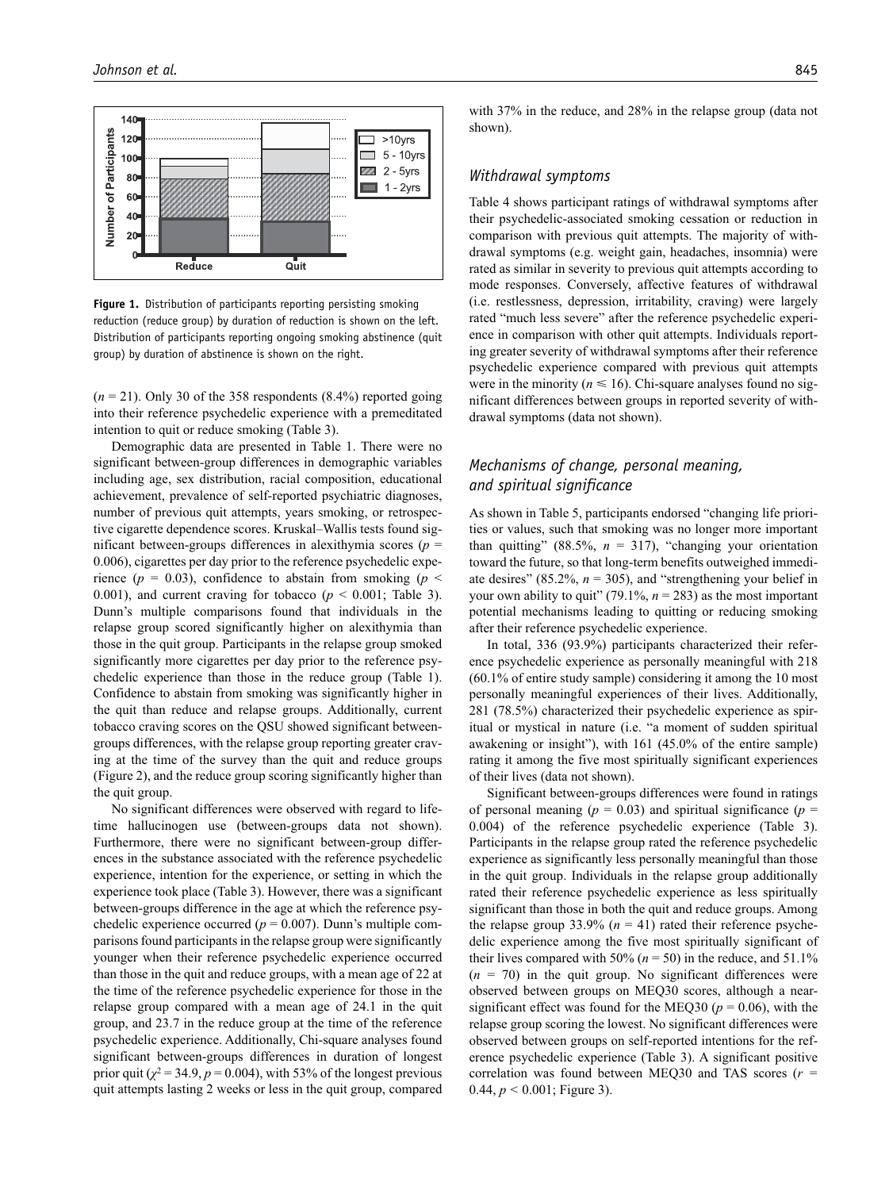**Figure 1.** Distribution of participants reporting persisting smoking reduction (reduce group) by duration of reduction is shown on the left. Distribution of participants reporting ongoing smoking abstinence (quit group) by duration of abstinence is shown on the right.

($n$ = 21). Only 30 of the 358 respondents (8.4%) reported going into their reference psychedelic experience with a premeditated intention to quit or reduce smoking (Table 3).

Demographic data are presented in Table 1. There were no significant between-group differences in demographic variables including age, sex distribution, racial composition, educational achievement, prevalence of self-reported psychiatric diagnoses, number of previous quit attempts, years smoking, or retrospective cigarette dependence scores. Kruskal–Wallis tests found significant between-groups differences in alexithymia scores ($p$ = 0.006), cigarettes per day prior to the reference psychedelic experience ($p$ = 0.03), confidence to abstain from smoking ($p <$ 0.001), and current craving for tobacco ($p <$ 0.001; Table 3). Dunn's multiple comparisons found that individuals in the relapse group scored significantly higher on alexithymia than those in the quit group. Participants in the relapse group smoked significantly more cigarettes per day prior to the reference psychedelic experience than those in the reduce group (Table 1). Confidence to abstain from smoking was significantly higher in the quit than reduce and relapse groups. Additionally, current tobacco craving scores on the QSU showed significant between-groups differences, with the relapse group reporting greater craving at the time of the survey than the quit and reduce groups (Figure 2), and the reduce group scoring significantly higher than the quit group.

No significant differences were observed with regard to lifetime hallucinogen use (between-groups data not shown). Furthermore, there were no significant between-group differences in the substance associated with the reference psychedelic experience, intention for the experience, or setting in which the experience took place (Table 3). However, there was a significant between-groups difference in the age at which the reference psychedelic experience occurred ($p$ = 0.007). Dunn's multiple comparisons found participants in the relapse group were significantly younger when their reference psychedelic experience occurred than those in the quit and reduce groups, with a mean age of 22 at the time of the reference psychedelic experience for those in the relapse group compared with a mean age of 24.1 in the quit group, and 23.7 in the reduce group at the time of the reference psychedelic experience. Additionally, Chi-square analyses found significant between-groups differences in duration of longest prior quit ($\chi^2$ = 34.9, $p$ = 0.004), with 53% of the longest previous quit attempts lasting 2 weeks or less in the quit group, compared with 37% in the reduce, and 28% in the relapse group (data not shown).

## *Withdrawal symptoms*

Table 4 shows participant ratings of withdrawal symptoms after their psychedelic-associated smoking cessation or reduction in comparison with previous quit attempts. The majority of withdrawal symptoms (e.g. weight gain, headaches, insomnia) were rated as similar in severity to previous quit attempts according to mode responses. Conversely, affective features of withdrawal (i.e. restlessness, depression, irritability, craving) were largely rated "much less severe" after the reference psychedelic experience in comparison with other quit attempts. Individuals reporting greater severity of withdrawal symptoms after their reference psychedelic experience compared with previous quit attempts were in the minority ($n \leq 16$). Chi-square analyses found no significant differences between groups in reported severity of withdrawal symptoms (data not shown).

## *Mechanisms of change, personal meaning, and spiritual significance*

As shown in Table 5, participants endorsed "changing life priorities or values, such that smoking was no longer more important than quitting" (88.5%, $n$ = 317), "changing your orientation toward the future, so that long-term benefits outweighed immediate desires" (85.2%, $n$ = 305), and "strengthening your belief in your own ability to quit" (79.1%, $n$ = 283) as the most important potential mechanisms leading to quitting or reducing smoking after their reference psychedelic experience.

In total, 336 (93.9%) participants characterized their reference psychedelic experience as personally meaningful with 218 (60.1% of entire study sample) considering it among the 10 most personally meaningful experiences of their lives. Additionally, 281 (78.5%) characterized their psychedelic experience as spiritual or mystical in nature (i.e. "a moment of sudden spiritual awakening or insight"), with 161 (45.0% of the entire sample) rating it among the five most spiritually significant experiences of their lives (data not shown).

Significant between-groups differences were found in ratings of personal meaning ($p$ = 0.03) and spiritual significance ($p$ = 0.004) of the reference psychedelic experience (Table 3). Participants in the relapse group rated the reference psychedelic experience as significantly less personally meaningful than those in the quit group. Individuals in the relapse group additionally rated their reference psychedelic experience as less spiritually significant than those in both the quit and reduce groups. Among the relapse group 33.9% ($n$ = 41) rated their reference psychedelic experience among the five most spiritually significant of their lives compared with 50% ($n$ = 50) in the reduce, and 51.1% ($n$ = 70) in the quit group. No significant differences were observed between groups on MEQ30 scores, although a near-significant effect was found for the MEQ30 ($p$ = 0.06), with the relapse group scoring the lowest. No significant differences were observed between groups on self-reported intentions for the reference psychedelic experience (Table 3). A significant positive correlation was found between MEQ30 and TAS scores ($r$ = 0.44, $p <$ 0.001; Figure 3).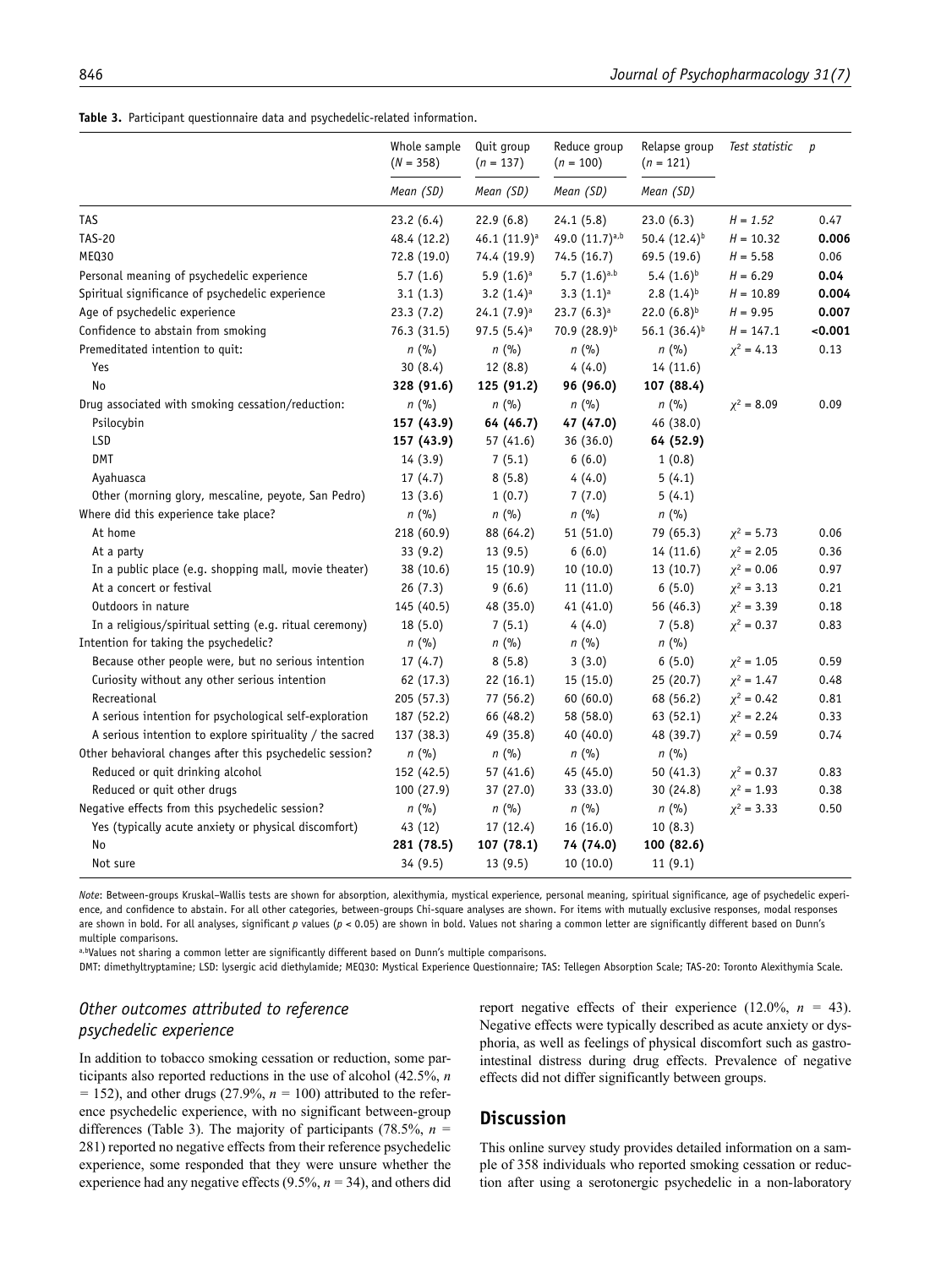**Table 3.** Participant questionnaire data and psychedelic-related information.

| | Whole sample ($N$ = 358) | Quit group ($n$ = 137) | Reduce group ($n$ = 100) | Relapse group ($n$ = 121) | *Test statistic* | *p* |
|---|---|---|---|---|---|---|
| | *Mean (SD)* | *Mean (SD)* | *Mean (SD)* | *Mean (SD)* | | |
| TAS | 23.2 (6.4) | 22.9 (6.8) | 24.1 (5.8) | 23.0 (6.3) | *H* = *1.52* | 0.47 |
| TAS-20 | 48.4 (12.2) | 46.1 (11.9)[a] | 49.0 (11.7)[a,b] | 50.4 (12.4)[b] | *H* = 10.32 | **0.006** |
| MEQ30 | 72.8 (19.0) | 74.4 (19.9) | 74.5 (16.7) | 69.5 (19.6) | *H* = 5.58 | 0.06 |
| Personal meaning of psychedelic experience | 5.7 (1.6) | 5.9 (1.6)[a] | 5.7 (1.6)[a,b] | 5.4 (1.6)[b] | *H* = 6.29 | **0.04** |
| Spiritual significance of psychedelic experience | 3.1 (1.3) | 3.2 (1.4)[a] | 3.3 (1.1)[a] | 2.8 (1.4)[b] | *H* = 10.89 | **0.004** |
| Age of psychedelic experience | 23.3 (7.2) | 24.1 (7.9)[a] | 23.7 (6.3)[a] | 22.0 (6.8)[b] | *H* = 9.95 | **0.007** |
| Confidence to abstain from smoking | 76.3 (31.5) | 97.5 (5.4)[a] | 70.9 (28.9)[b] | 56.1 (36.4)[b] | *H* = 147.1 | **<0.001** |
| Premeditated intention to quit: | *n* (%) | *n* (%) | *n* (%) | *n* (%) | $\chi^2$ = 4.13 | 0.13 |
| Yes | 30 (8.4) | 12 (8.8) | 4 (4.0) | 14 (11.6) | | |
| No | **328 (91.6)** | **125 (91.2)** | **96 (96.0)** | **107 (88.4)** | | |
| Drug associated with smoking cessation/reduction: | *n* (%) | *n* (%) | *n* (%) | *n* (%) | $\chi^2$ = 8.09 | 0.09 |
| Psilocybin | **157 (43.9)** | **64 (46.7)** | **47 (47.0)** | 46 (38.0) | | |
| LSD | **157 (43.9)** | 57 (41.6) | 36 (36.0) | **64 (52.9)** | | |
| DMT | 14 (3.9) | 7 (5.1) | 6 (6.0) | 1 (0.8) | | |
| Ayahuasca | 17 (4.7) | 8 (5.8) | 4 (4.0) | 5 (4.1) | | |
| Other (morning glory, mescaline, peyote, San Pedro) | 13 (3.6) | 1 (0.7) | 7 (7.0) | 5 (4.1) | | |
| Where did this experience take place? | *n* (%) | *n* (%) | *n* (%) | *n* (%) | | |
| At home | 218 (60.9) | 88 (64.2) | 51 (51.0) | 79 (65.3) | $\chi^2$ = 5.73 | 0.06 |
| At a party | 33 (9.2) | 13 (9.5) | 6 (6.0) | 14 (11.6) | $\chi^2$ = 2.05 | 0.36 |
| In a public place (e.g. shopping mall, movie theater) | 38 (10.6) | 15 (10.9) | 10 (10.0) | 13 (10.7) | $\chi^2$ = 0.06 | 0.97 |
| At a concert or festival | 26 (7.3) | 9 (6.6) | 11 (11.0) | 6 (5.0) | $\chi^2$ = 3.13 | 0.21 |
| Outdoors in nature | 145 (40.5) | 48 (35.0) | 41 (41.0) | 56 (46.3) | $\chi^2$ = 3.39 | 0.18 |
| In a religious/spiritual setting (e.g. ritual ceremony) | 18 (5.0) | 7 (5.1) | 4 (4.0) | 7 (5.8) | $\chi^2$ = 0.37 | 0.83 |
| Intention for taking the psychedelic? | *n* (%) | *n* (%) | *n* (%) | *n* (%) | | |
| Because other people were, but no serious intention | 17 (4.7) | 8 (5.8) | 3 (3.0) | 6 (5.0) | $\chi^2$ = 1.05 | 0.59 |
| Curiosity without any other serious intention | 62 (17.3) | 22 (16.1) | 15 (15.0) | 25 (20.7) | $\chi^2$ = 1.47 | 0.48 |
| Recreational | 205 (57.3) | 77 (56.2) | 60 (60.0) | 68 (56.2) | $\chi^2$ = 0.42 | 0.81 |
| A serious intention for psychological self-exploration | 187 (52.2) | 66 (48.2) | 58 (58.0) | 63 (52.1) | $\chi^2$ = 2.24 | 0.33 |
| A serious intention to explore spirituality / the sacred | 137 (38.3) | 49 (35.8) | 40 (40.0) | 48 (39.7) | $\chi^2$ = 0.59 | 0.74 |
| Other behavioral changes after this psychedelic session? | *n* (%) | *n* (%) | *n* (%) | *n* (%) | | |
| Reduced or quit drinking alcohol | 152 (42.5) | 57 (41.6) | 45 (45.0) | 50 (41.3) | $\chi^2$ = 0.37 | 0.83 |
| Reduced or quit other drugs | 100 (27.9) | 37 (27.0) | 33 (33.0) | 30 (24.8) | $\chi^2$ = 1.93 | 0.38 |
| Negative effects from this psychedelic session? | *n* (%) | *n* (%) | *n* (%) | *n* (%) | $\chi^2$ = 3.33 | 0.50 |
| Yes (typically acute anxiety or physical discomfort) | 43 (12) | 17 (12.4) | 16 (16.0) | 10 (8.3) | | |
| No | **281 (78.5)** | **107 (78.1)** | **74 (74.0)** | **100 (82.6)** | | |
| Not sure | 34 (9.5) | 13 (9.5) | 10 (10.0) | 11 (9.1) | | |

*Note*: Between-groups Kruskal–Wallis tests are shown for absorption, alexithymia, mystical experience, personal meaning, spiritual significance, age of psychedelic experience, and confidence to abstain. For all other categories, between-groups Chi-square analyses are shown. For items with mutually exclusive responses, modal responses are shown in bold. For all analyses, significant *p* values ($p < 0.05$) are shown in bold. Values not sharing a common letter are significantly different based on Dunn's multiple comparisons.

[a,b]Values not sharing a common letter are significantly different based on Dunn's multiple comparisons.

DMT: dimethyltryptamine; LSD: lysergic acid diethylamide; MEQ30: Mystical Experience Questionnaire; TAS: Tellegen Absorption Scale; TAS-20: Toronto Alexithymia Scale.

### *Other outcomes attributed to reference psychedelic experience*

In addition to tobacco smoking cessation or reduction, some participants also reported reductions in the use of alcohol (42.5%, *n* = 152), and other drugs (27.9%, *n* = 100) attributed to the reference psychedelic experience, with no significant between-group differences (Table 3). The majority of participants (78.5%, *n* = 281) reported no negative effects from their reference psychedelic experience, some responded that they were unsure whether the experience had any negative effects (9.5%, *n* = 34), and others did report negative effects of their experience (12.0%, *n* = 43). Negative effects were typically described as acute anxiety or dysphoria, as well as feelings of physical discomfort such as gastrointestinal distress during drug effects. Prevalence of negative effects did not differ significantly between groups.

## Discussion

This online survey study provides detailed information on a sample of 358 individuals who reported smoking cessation or reduction after using a serotonergic psychedelic in a non-laboratory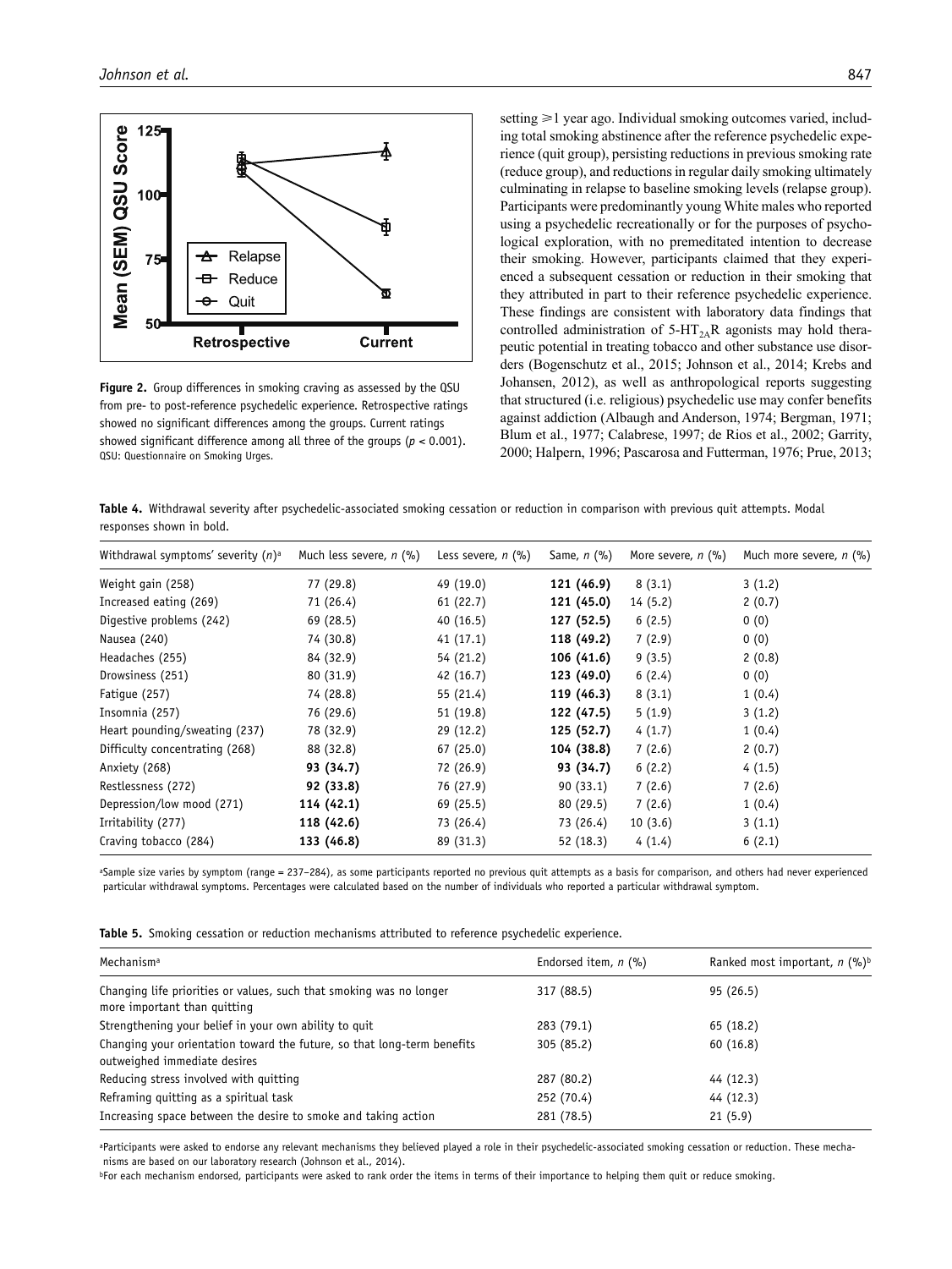**Figure 2.** Group differences in smoking craving as assessed by the QSU from pre- to post-reference psychedelic experience. Retrospective ratings showed no significant differences among the groups. Current ratings showed significant difference among all three of the groups ($p < 0.001$). QSU: Questionnaire on Smoking Urges.

setting ⩾1 year ago. Individual smoking outcomes varied, including total smoking abstinence after the reference psychedelic experience (quit group), persisting reductions in previous smoking rate (reduce group), and reductions in regular daily smoking ultimately culminating in relapse to baseline smoking levels (relapse group). Participants were predominantly young White males who reported using a psychedelic recreationally or for the purposes of psychological exploration, with no premeditated intention to decrease their smoking. However, participants claimed that they experienced a subsequent cessation or reduction in their smoking that they attributed in part to their reference psychedelic experience. These findings are consistent with laboratory data findings that controlled administration of $5\text{-HT}_{2A}$R agonists may hold therapeutic potential in treating tobacco and other substance use disorders (Bogenschutz et al., 2015; Johnson et al., 2014; Krebs and Johansen, 2012), as well as anthropological reports suggesting that structured (i.e. religious) psychedelic use may confer benefits against addiction (Albaugh and Anderson, 1974; Bergman, 1971; Blum et al., 1977; Calabrese, 1997; de Rios et al., 2002; Garrity, 2000; Halpern, 1996; Pascarosa and Futterman, 1976; Prue, 2013;

**Table 4.** Withdrawal severity after psychedelic-associated smoking cessation or reduction in comparison with previous quit attempts. Modal responses shown in bold.

| Withdrawal symptoms' severity ($n$)[a] | Much less severe, $n$ (%) | Less severe, $n$ (%) | Same, $n$ (%) | More severe, $n$ (%) | Much more severe, $n$ (%) |
|---|---|---|---|---|---|
| Weight gain (258) | 77 (29.8) | 49 (19.0) | **121 (46.9)** | 8 (3.1) | 3 (1.2) |
| Increased eating (269) | 71 (26.4) | 61 (22.7) | **121 (45.0)** | 14 (5.2) | 2 (0.7) |
| Digestive problems (242) | 69 (28.5) | 40 (16.5) | **127 (52.5)** | 6 (2.5) | 0 (0) |
| Nausea (240) | 74 (30.8) | 41 (17.1) | **118 (49.2)** | 7 (2.9) | 0 (0) |
| Headaches (255) | 84 (32.9) | 54 (21.2) | **106 (41.6)** | 9 (3.5) | 2 (0.8) |
| Drowsiness (251) | 80 (31.9) | 42 (16.7) | **123 (49.0)** | 6 (2.4) | 0 (0) |
| Fatigue (257) | 74 (28.8) | 55 (21.4) | **119 (46.3)** | 8 (3.1) | 1 (0.4) |
| Insomnia (257) | 76 (29.6) | 51 (19.8) | **122 (47.5)** | 5 (1.9) | 3 (1.2) |
| Heart pounding/sweating (237) | 78 (32.9) | 29 (12.2) | **125 (52.7)** | 4 (1.7) | 1 (0.4) |
| Difficulty concentrating (268) | 88 (32.8) | 67 (25.0) | **104 (38.8)** | 7 (2.6) | 2 (0.7) |
| Anxiety (268) | **93 (34.7)** | 72 (26.9) | **93 (34.7)** | 6 (2.2) | 4 (1.5) |
| Restlessness (272) | **92 (33.8)** | 76 (27.9) | 90 (33.1) | 7 (2.6) | 7 (2.6) |
| Depression/low mood (271) | **114 (42.1)** | 69 (25.5) | 80 (29.5) | 7 (2.6) | 1 (0.4) |
| Irritability (277) | **118 (42.6)** | 73 (26.4) | 73 (26.4) | 10 (3.6) | 3 (1.1) |
| Craving tobacco (284) | **133 (46.8)** | 89 (31.3) | 52 (18.3) | 4 (1.4) | 6 (2.1) |

[a]Sample size varies by symptom (range = 237–284), as some participants reported no previous quit attempts as a basis for comparison, and others had never experienced particular withdrawal symptoms. Percentages were calculated based on the number of individuals who reported a particular withdrawal symptom.

**Table 5.** Smoking cessation or reduction mechanisms attributed to reference psychedelic experience.

| Mechanism[a] | Endorsed item, $n$ (%) | Ranked most important, $n$ (%)[b] |
|---|---|---|
| Changing life priorities or values, such that smoking was no longer more important than quitting | 317 (88.5) | 95 (26.5) |
| Strengthening your belief in your own ability to quit | 283 (79.1) | 65 (18.2) |
| Changing your orientation toward the future, so that long-term benefits outweighed immediate desires | 305 (85.2) | 60 (16.8) |
| Reducing stress involved with quitting | 287 (80.2) | 44 (12.3) |
| Reframing quitting as a spiritual task | 252 (70.4) | 44 (12.3) |
| Increasing space between the desire to smoke and taking action | 281 (78.5) | 21 (5.9) |

[a]Participants were asked to endorse any relevant mechanisms they believed played a role in their psychedelic-associated smoking cessation or reduction. These mechanisms are based on our laboratory research (Johnson et al., 2014).

[b]For each mechanism endorsed, participants were asked to rank order the items in terms of their importance to helping them quit or reduce smoking.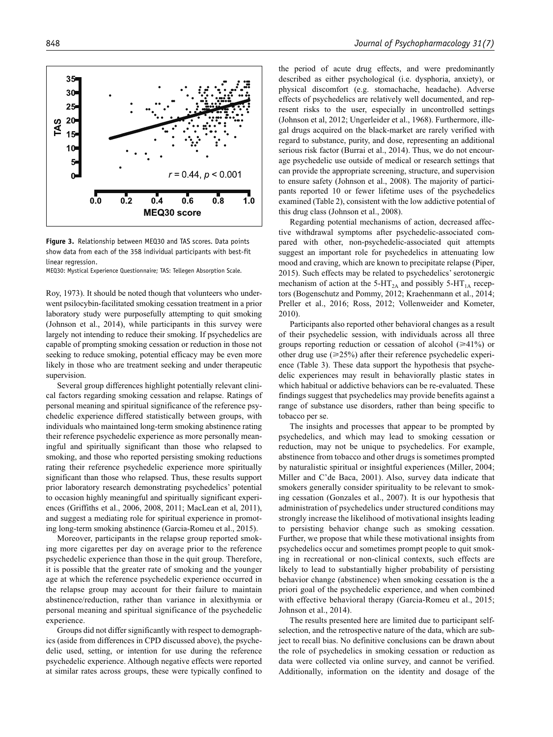**Figure 3.** Relationship between MEQ30 and TAS scores. Data points show data from each of the 358 individual participants with best-fit linear regression.

MEQ30: Mystical Experience Questionnaire; TAS: Tellegen Absorption Scale.

Roy, 1973). It should be noted though that volunteers who underwent psilocybin-facilitated smoking cessation treatment in a prior laboratory study were purposefully attempting to quit smoking (Johnson et al., 2014), while participants in this survey were largely not intending to reduce their smoking. If psychedelics are capable of prompting smoking cessation or reduction in those not seeking to reduce smoking, potential efficacy may be even more likely in those who are treatment seeking and under therapeutic supervision.

Several group differences highlight potentially relevant clinical factors regarding smoking cessation and relapse. Ratings of personal meaning and spiritual significance of the reference psychedelic experience differed statistically between groups, with individuals who maintained long-term smoking abstinence rating their reference psychedelic experience as more personally meaningful and spiritually significant than those who relapsed to smoking, and those who reported persisting smoking reductions rating their reference psychedelic experience more spiritually significant than those who relapsed. Thus, these results support prior laboratory research demonstrating psychedelics' potential to occasion highly meaningful and spiritually significant experiences (Griffiths et al., 2006, 2008, 2011; MacLean et al, 2011), and suggest a mediating role for spiritual experience in promoting long-term smoking abstinence (Garcia-Romeu et al., 2015).

Moreover, participants in the relapse group reported smoking more cigarettes per day on average prior to the reference psychedelic experience than those in the quit group. Therefore, it is possible that the greater rate of smoking and the younger age at which the reference psychedelic experience occurred in the relapse group may account for their failure to maintain abstinence/reduction, rather than variance in alexithymia or personal meaning and spiritual significance of the psychedelic experience.

Groups did not differ significantly with respect to demographics (aside from differences in CPD discussed above), the psychedelic used, setting, or intention for use during the reference psychedelic experience. Although negative effects were reported at similar rates across groups, these were typically confined to the period of acute drug effects, and were predominantly described as either psychological (i.e. dysphoria, anxiety), or physical discomfort (e.g. stomachache, headache). Adverse effects of psychedelics are relatively well documented, and represent risks to the user, especially in uncontrolled settings (Johnson et al, 2012; Ungerleider et al., 1968). Furthermore, illegal drugs acquired on the black-market are rarely verified with regard to substance, purity, and dose, representing an additional serious risk factor (Burrai et al., 2014). Thus, we do not encourage psychedelic use outside of medical or research settings that can provide the appropriate screening, structure, and supervision to ensure safety (Johnson et al., 2008). The majority of participants reported 10 or fewer lifetime uses of the psychedelics examined (Table 2), consistent with the low addictive potential of this drug class (Johnson et al., 2008).

Regarding potential mechanisms of action, decreased affective withdrawal symptoms after psychedelic-associated compared with other, non-psychedelic-associated quit attempts suggest an important role for psychedelics in attenuating low mood and craving, which are known to precipitate relapse (Piper, 2015). Such effects may be related to psychedelics' serotonergic mechanism of action at the 5-$HT_{2A}$ and possibly 5-$HT_{1A}$ receptors (Bogenschutz and Pommy, 2012; Kraehenmann et al., 2014; Preller et al., 2016; Ross, 2012; Vollenweider and Kometer, 2010).

Participants also reported other behavioral changes as a result of their psychedelic session, with individuals across all three groups reporting reduction or cessation of alcohol ($\geqslant$41%) or other drug use ($\geqslant$25%) after their reference psychedelic experience (Table 3). These data support the hypothesis that psychedelic experiences may result in behaviorally plastic states in which habitual or addictive behaviors can be re-evaluated. These findings suggest that psychedelics may provide benefits against a range of substance use disorders, rather than being specific to tobacco per se.

The insights and processes that appear to be prompted by psychedelics, and which may lead to smoking cessation or reduction, may not be unique to psychedelics. For example, abstinence from tobacco and other drugs is sometimes prompted by naturalistic spiritual or insightful experiences (Miller, 2004; Miller and C'de Baca, 2001). Also, survey data indicate that smokers generally consider spirituality to be relevant to smoking cessation (Gonzales et al., 2007). It is our hypothesis that administration of psychedelics under structured conditions may strongly increase the likelihood of motivational insights leading to persisting behavior change such as smoking cessation. Further, we propose that while these motivational insights from psychedelics occur and sometimes prompt people to quit smoking in recreational or non-clinical contexts, such effects are likely to lead to substantially higher probability of persisting behavior change (abstinence) when smoking cessation is the a priori goal of the psychedelic experience, and when combined with effective behavioral therapy (Garcia-Romeu et al., 2015; Johnson et al., 2014).

The results presented here are limited due to participant self-selection, and the retrospective nature of the data, which are subject to recall bias. No definitive conclusions can be drawn about the role of psychedelics in smoking cessation or reduction as data were collected via online survey, and cannot be verified. Additionally, information on the identity and dosage of the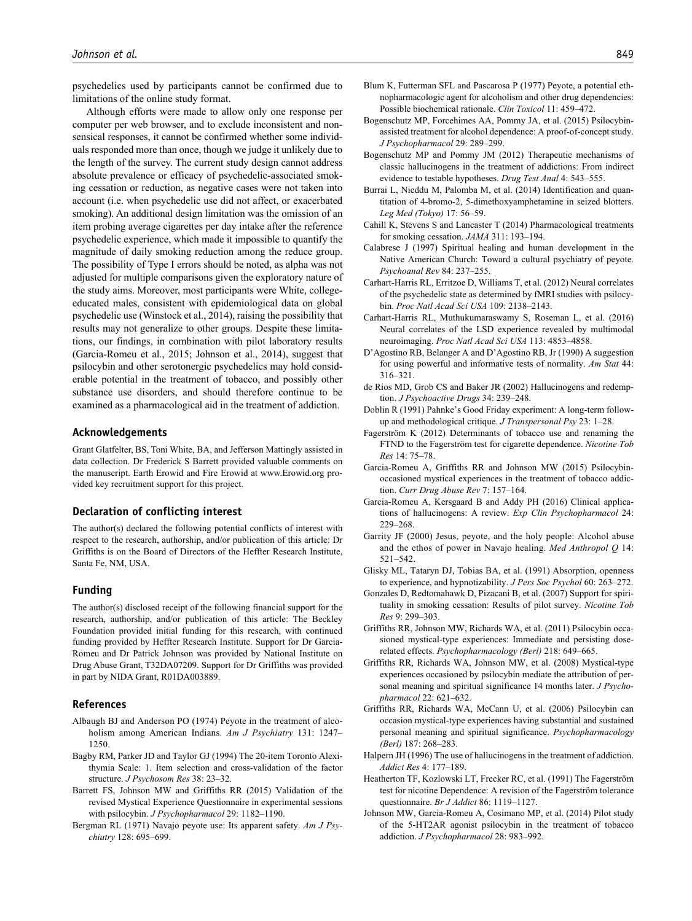psychedelics used by participants cannot be confirmed due to limitations of the online study format.

Although efforts were made to allow only one response per computer per web browser, and to exclude inconsistent and nonsensical responses, it cannot be confirmed whether some individuals responded more than once, though we judge it unlikely due to the length of the survey. The current study design cannot address absolute prevalence or efficacy of psychedelic-associated smoking cessation or reduction, as negative cases were not taken into account (i.e. when psychedelic use did not affect, or exacerbated smoking). An additional design limitation was the omission of an item probing average cigarettes per day intake after the reference psychedelic experience, which made it impossible to quantify the magnitude of daily smoking reduction among the reduce group. The possibility of Type I errors should be noted, as alpha was not adjusted for multiple comparisons given the exploratory nature of the study aims. Moreover, most participants were White, college-educated males, consistent with epidemiological data on global psychedelic use (Winstock et al., 2014), raising the possibility that results may not generalize to other groups. Despite these limitations, our findings, in combination with pilot laboratory results (Garcia-Romeu et al., 2015; Johnson et al., 2014), suggest that psilocybin and other serotonergic psychedelics may hold considerable potential in the treatment of tobacco, and possibly other substance use disorders, and should therefore continue to be examined as a pharmacological aid in the treatment of addiction.

## Acknowledgements

Grant Glatfelter, BS, Toni White, BA, and Jefferson Mattingly assisted in data collection. Dr Frederick S Barrett provided valuable comments on the manuscript. Earth Erowid and Fire Erowid at www.Erowid.org provided key recruitment support for this project.

## Declaration of conflicting interest

The author(s) declared the following potential conflicts of interest with respect to the research, authorship, and/or publication of this article: Dr Griffiths is on the Board of Directors of the Heffter Research Institute, Santa Fe, NM, USA.

## Funding

The author(s) disclosed receipt of the following financial support for the research, authorship, and/or publication of this article: The Beckley Foundation provided initial funding for this research, with continued funding provided by Heffter Research Institute. Support for Dr Garcia-Romeu and Dr Patrick Johnson was provided by National Institute on Drug Abuse Grant, T32DA07209. Support for Dr Griffiths was provided in part by NIDA Grant, R01DA003889.

## References

Albaugh BJ and Anderson PO (1974) Peyote in the treatment of alcoholism among American Indians. *Am J Psychiatry* 131: 1247–1250.

Bagby RM, Parker JD and Taylor GJ (1994) The 20-item Toronto Alexithymia Scale: 1. Item selection and cross-validation of the factor structure. *J Psychosom Res* 38: 23–32.

Barrett FS, Johnson MW and Griffiths RR (2015) Validation of the revised Mystical Experience Questionnaire in experimental sessions with psilocybin. *J Psychopharmacol* 29: 1182–1190.

Bergman RL (1971) Navajo peyote use: Its apparent safety. *Am J Psychiatry* 128: 695–699.

Blum K, Futterman SFL and Pascarosa P (1977) Peyote, a potential ethnopharmacologic agent for alcoholism and other drug dependencies: Possible biochemical rationale. *Clin Toxicol* 11: 459–472.

Bogenschutz MP, Forcehimes AA, Pommy JA, et al. (2015) Psilocybin-assisted treatment for alcohol dependence: A proof-of-concept study. *J Psychopharmacol* 29: 289–299.

Bogenschutz MP and Pommy JM (2012) Therapeutic mechanisms of classic hallucinogens in the treatment of addictions: From indirect evidence to testable hypotheses. *Drug Test Anal* 4: 543–555.

Burrai L, Nieddu M, Palomba M, et al. (2014) Identification and quantitation of 4-bromo-2, 5-dimethoxyamphetamine in seized blotters. *Leg Med (Tokyo)* 17: 56–59.

Cahill K, Stevens S and Lancaster T (2014) Pharmacological treatments for smoking cessation. *JAMA* 311: 193–194.

Calabrese J (1997) Spiritual healing and human development in the Native American Church: Toward a cultural psychiatry of peyote. *Psychoanal Rev* 84: 237–255.

Carhart-Harris RL, Erritzoe D, Williams T, et al. (2012) Neural correlates of the psychedelic state as determined by fMRI studies with psilocybin. *Proc Natl Acad Sci USA* 109: 2138–2143.

Carhart-Harris RL, Muthukumaraswamy S, Roseman L, et al. (2016) Neural correlates of the LSD experience revealed by multimodal neuroimaging. *Proc Natl Acad Sci USA* 113: 4853–4858.

D'Agostino RB, Belanger A and D'Agostino RB, Jr (1990) A suggestion for using powerful and informative tests of normality. *Am Stat* 44: 316–321.

de Rios MD, Grob CS and Baker JR (2002) Hallucinogens and redemption. *J Psychoactive Drugs* 34: 239–248.

Doblin R (1991) Pahnke's Good Friday experiment: A long-term follow-up and methodological critique. *J Transpersonal Psy* 23: 1–28.

Fagerström K (2012) Determinants of tobacco use and renaming the FTND to the Fagerström test for cigarette dependence. *Nicotine Tob Res* 14: 75–78.

Garcia-Romeu A, Griffiths RR and Johnson MW (2015) Psilocybin-occasioned mystical experiences in the treatment of tobacco addiction. *Curr Drug Abuse Rev* 7: 157–164.

Garcia-Romeu A, Kersgaard B and Addy PH (2016) Clinical applications of hallucinogens: A review. *Exp Clin Psychopharmacol* 24: 229–268.

Garrity JF (2000) Jesus, peyote, and the holy people: Alcohol abuse and the ethos of power in Navajo healing. *Med Anthropol Q* 14: 521–542.

Glisky ML, Tataryn DJ, Tobias BA, et al. (1991) Absorption, openness to experience, and hypnotizability. *J Pers Soc Psychol* 60: 263–272.

Gonzales D, Redtomahawk D, Pizacani B, et al. (2007) Support for spirituality in smoking cessation: Results of pilot survey. *Nicotine Tob Res* 9: 299–303.

Griffiths RR, Johnson MW, Richards WA, et al. (2011) Psilocybin occasioned mystical-type experiences: Immediate and persisting dose-related effects. *Psychopharmacology (Berl)* 218: 649–665.

Griffiths RR, Richards WA, Johnson MW, et al. (2008) Mystical-type experiences occasioned by psilocybin mediate the attribution of personal meaning and spiritual significance 14 months later. *J Psychopharmacol* 22: 621–632.

Griffiths RR, Richards WA, McCann U, et al. (2006) Psilocybin can occasion mystical-type experiences having substantial and sustained personal meaning and spiritual significance. *Psychopharmacology (Berl)* 187: 268–283.

Halpern JH (1996) The use of hallucinogens in the treatment of addiction. *Addict Res* 4: 177–189.

Heatherton TF, Kozlowski LT, Frecker RC, et al. (1991) The Fagerström test for nicotine Dependence: A revision of the Fagerström tolerance questionnaire. *Br J Addict* 86: 1119–1127.

Johnson MW, Garcia-Romeu A, Cosimano MP, et al. (2014) Pilot study of the 5-HT2AR agonist psilocybin in the treatment of tobacco addiction. *J Psychopharmacol* 28: 983–992.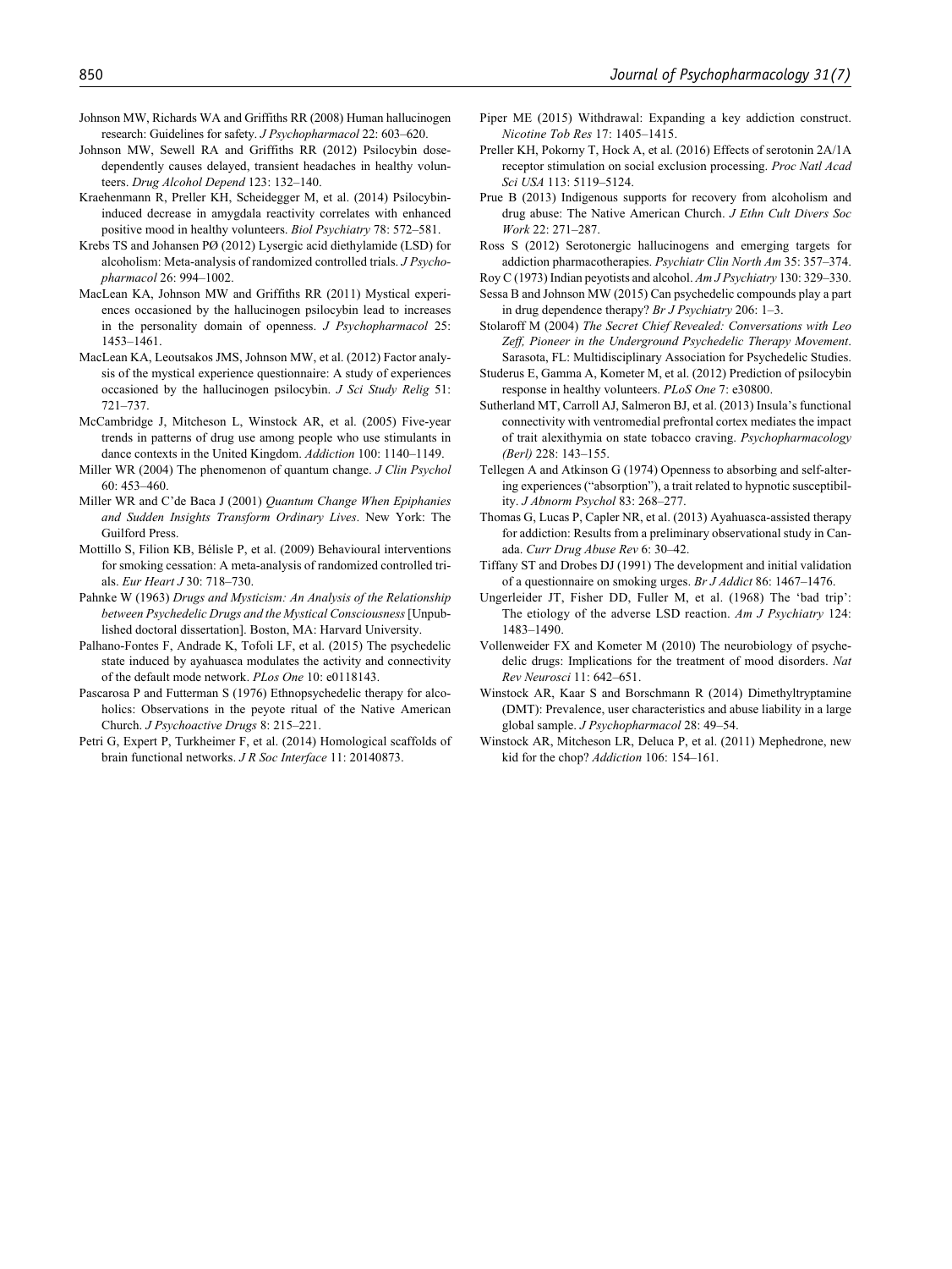Johnson MW, Richards WA and Griffiths RR (2008) Human hallucinogen research: Guidelines for safety. *J Psychopharmacol* 22: 603–620.

Johnson MW, Sewell RA and Griffiths RR (2012) Psilocybin dose-dependently causes delayed, transient headaches in healthy volunteers. *Drug Alcohol Depend* 123: 132–140.

Kraehenmann R, Preller KH, Scheidegger M, et al. (2014) Psilocybin-induced decrease in amygdala reactivity correlates with enhanced positive mood in healthy volunteers. *Biol Psychiatry* 78: 572–581.

Krebs TS and Johansen PØ (2012) Lysergic acid diethylamide (LSD) for alcoholism: Meta-analysis of randomized controlled trials. *J Psychopharmacol* 26: 994–1002.

MacLean KA, Johnson MW and Griffiths RR (2011) Mystical experiences occasioned by the hallucinogen psilocybin lead to increases in the personality domain of openness. *J Psychopharmacol* 25: 1453–1461.

MacLean KA, Leoutsakos JMS, Johnson MW, et al. (2012) Factor analysis of the mystical experience questionnaire: A study of experiences occasioned by the hallucinogen psilocybin. *J Sci Study Relig* 51: 721–737.

McCambridge J, Mitcheson L, Winstock AR, et al. (2005) Five-year trends in patterns of drug use among people who use stimulants in dance contexts in the United Kingdom. *Addiction* 100: 1140–1149.

Miller WR (2004) The phenomenon of quantum change. *J Clin Psychol* 60: 453–460.

Miller WR and C'de Baca J (2001) *Quantum Change When Epiphanies and Sudden Insights Transform Ordinary Lives*. New York: The Guilford Press.

Mottillo S, Filion KB, Bélisle P, et al. (2009) Behavioural interventions for smoking cessation: A meta-analysis of randomized controlled trials. *Eur Heart J* 30: 718–730.

Pahnke W (1963) *Drugs and Mysticism: An Analysis of the Relationship between Psychedelic Drugs and the Mystical Consciousness* [Unpublished doctoral dissertation]. Boston, MA: Harvard University.

Palhano-Fontes F, Andrade K, Tofoli LF, et al. (2015) The psychedelic state induced by ayahuasca modulates the activity and connectivity of the default mode network. *PLos One* 10: e0118143.

Pascarosa P and Futterman S (1976) Ethnopsychedelic therapy for alcoholics: Observations in the peyote ritual of the Native American Church. *J Psychoactive Drugs* 8: 215–221.

Petri G, Expert P, Turkheimer F, et al. (2014) Homological scaffolds of brain functional networks. *J R Soc Interface* 11: 20140873.

Piper ME (2015) Withdrawal: Expanding a key addiction construct. *Nicotine Tob Res* 17: 1405–1415.

Preller KH, Pokorny T, Hock A, et al. (2016) Effects of serotonin 2A/1A receptor stimulation on social exclusion processing. *Proc Natl Acad Sci USA* 113: 5119–5124.

Prue B (2013) Indigenous supports for recovery from alcoholism and drug abuse: The Native American Church. *J Ethn Cult Divers Soc Work* 22: 271–287.

Ross S (2012) Serotonergic hallucinogens and emerging targets for addiction pharmacotherapies. *Psychiatr Clin North Am* 35: 357–374.

Roy C (1973) Indian peyotists and alcohol. *Am J Psychiatry* 130: 329–330.

Sessa B and Johnson MW (2015) Can psychedelic compounds play a part in drug dependence therapy? *Br J Psychiatry* 206: 1–3.

Stolaroff M (2004) *The Secret Chief Revealed: Conversations with Leo Zeff, Pioneer in the Underground Psychedelic Therapy Movement*. Sarasota, FL: Multidisciplinary Association for Psychedelic Studies.

Studerus E, Gamma A, Kometer M, et al. (2012) Prediction of psilocybin response in healthy volunteers. *PLoS One* 7: e30800.

Sutherland MT, Carroll AJ, Salmeron BJ, et al. (2013) Insula's functional connectivity with ventromedial prefrontal cortex mediates the impact of trait alexithymia on state tobacco craving. *Psychopharmacology (Berl)* 228: 143–155.

Tellegen A and Atkinson G (1974) Openness to absorbing and self-altering experiences ("absorption"), a trait related to hypnotic susceptibility. *J Abnorm Psychol* 83: 268–277.

Thomas G, Lucas P, Capler NR, et al. (2013) Ayahuasca-assisted therapy for addiction: Results from a preliminary observational study in Canada. *Curr Drug Abuse Rev* 6: 30–42.

Tiffany ST and Drobes DJ (1991) The development and initial validation of a questionnaire on smoking urges. *Br J Addict* 86: 1467–1476.

Ungerleider JT, Fisher DD, Fuller M, et al. (1968) The 'bad trip': The etiology of the adverse LSD reaction. *Am J Psychiatry* 124: 1483–1490.

Vollenweider FX and Kometer M (2010) The neurobiology of psychedelic drugs: Implications for the treatment of mood disorders. *Nat Rev Neurosci* 11: 642–651.

Winstock AR, Kaar S and Borschmann R (2014) Dimethyltryptamine (DMT): Prevalence, user characteristics and abuse liability in a large global sample. *J Psychopharmacol* 28: 49–54.

Winstock AR, Mitcheson LR, Deluca P, et al. (2011) Mephedrone, new kid for the chop? *Addiction* 106: 154–161.